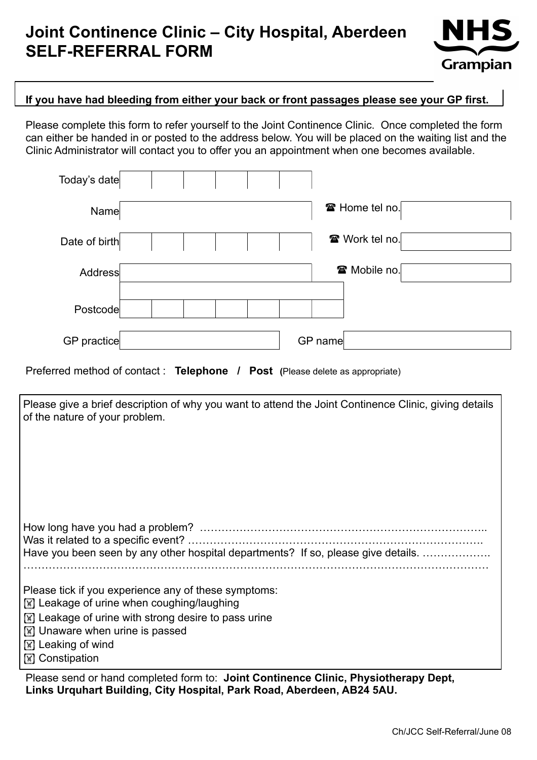# Joint Continence Clinic – City Hospital, Aberdeen
# SELF-REFERRAL FORM

NHS Grampian

**If you have had bleeding from either your back or front passages please see your GP first.**

Please complete this form to refer yourself to the Joint Continence Clinic. Once completed the form can either be handed in or posted to the address below. You will be placed on the waiting list and the Clinic Administrator will contact you to offer you an appointment when one becomes available.

Today's date

Name ☎ Home tel no.

Date of birth ☎ Work tel no.

Address ☎ Mobile no.

Postcode

GP practice GP name

Preferred method of contact : **Telephone / Post** (Please delete as appropriate)

Please give a brief description of why you want to attend the Joint Continence Clinic, giving details of the nature of your problem.

How long have you had a problem? …………………………………………………………………..

Was it related to a specific event? ………………………………………………………………….

Have you been seen by any other hospital departments? If so, please give details. ……………….

……………………………………………………………………………………………………………

Please tick if you experience any of these symptoms:

- ☐ Leakage of urine when coughing/laughing
- ☐ Leakage of urine with strong desire to pass urine
- ☐ Unaware when urine is passed
- ☐ Leaking of wind
- ☐ Constipation

Please send or hand completed form to: **Joint Continence Clinic, Physiotherapy Dept, Links Urquhart Building, City Hospital, Park Road, Aberdeen, AB24 5AU.**

Ch/JCC Self-Referral/June 08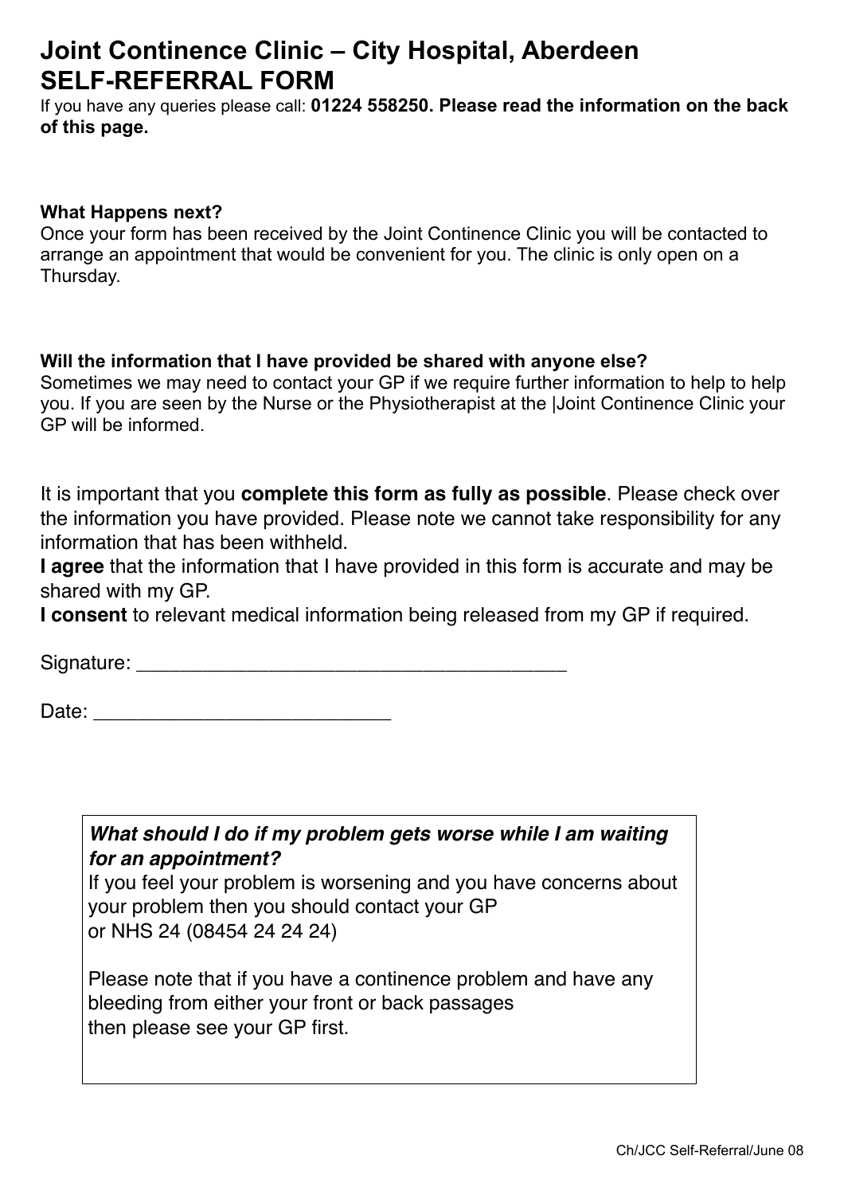# Joint Continence Clinic – City Hospital, Aberdeen
# SELF-REFERRAL FORM

If you have any queries please call: **01224 558250. Please read the information on the back of this page.**

**What Happens next?**
Once your form has been received by the Joint Continence Clinic you will be contacted to arrange an appointment that would be convenient for you. The clinic is only open on a Thursday.

**Will the information that I have provided be shared with anyone else?**
Sometimes we may need to contact your GP if we require further information to help to help you. If you are seen by the Nurse or the Physiotherapist at the |Joint Continence Clinic your GP will be informed.

It is important that you **complete this form as fully as possible**. Please check over the information you have provided. Please note we cannot take responsibility for any information that has been withheld.

**I agree** that the information that I have provided in this form is accurate and may be shared with my GP.

**I consent** to relevant medical information being released from my GP if required.

Signature: ________________________________________

Date: ___________________________

***What should I do if my problem gets worse while I am waiting for an appointment?***
If you feel your problem is worsening and you have concerns about your problem then you should contact your GP or NHS 24 (08454 24 24 24)

Please note that if you have a continence problem and have any bleeding from either your front or back passages then please see your GP first.

Ch/JCC Self-Referral/June 08